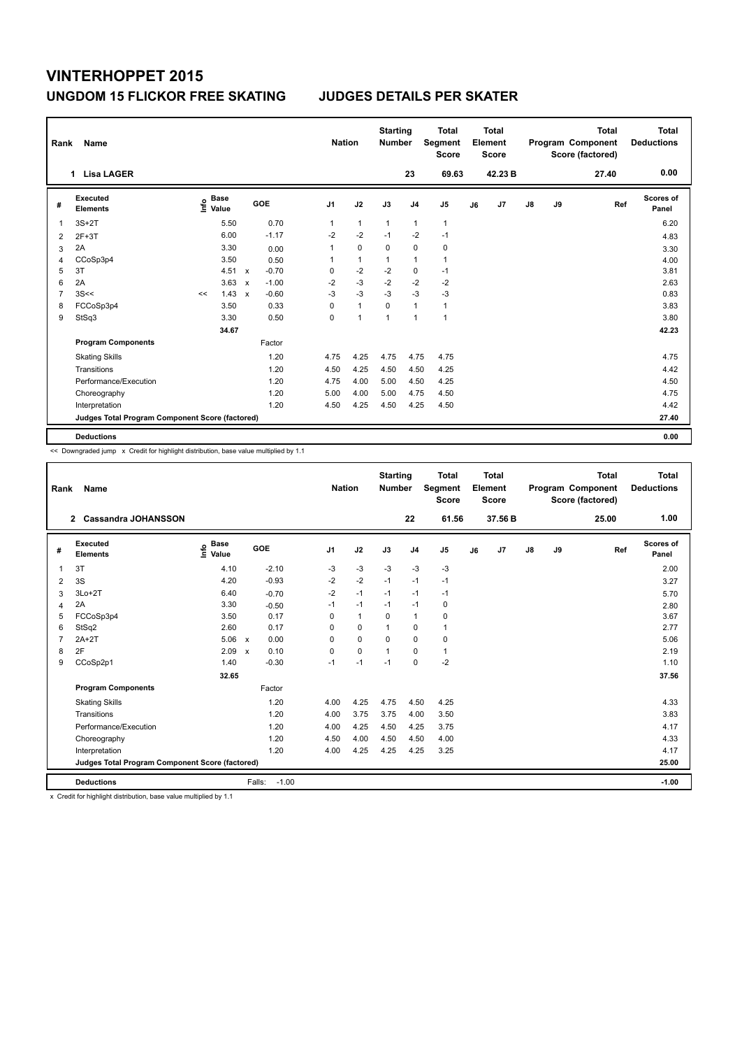# VINTERHOPPET 2015

## UNGDOM 15 FLICKOR FREE SKATING     JUDGES DETAILS PER SKATER

| Rank | Name | Nation | Starting Number | Total Segment Score | Total Element Score | Total Program Component Score (factored) | Total Deductions |
|---|---|---|---|---|---|---|---|
| 1 | Lisa LAGER | | 23 | 69.63 | 42.23 B | 27.40 | 0.00 |

| # | Executed Elements | Info | Base Value | | GOE | J1 | J2 | J3 | J4 | J5 | J6 | J7 | J8 | J9 | Ref | Scores of Panel |
|---|---|---|---|---|---|---|---|---|---|---|---|---|---|---|---|---|
| 1 | 3S+2T | | 5.50 | | 0.70 | 1 | 1 | 1 | 1 | 1 | | | | | | 6.20 |
| 2 | 2F+3T | | 6.00 | | -1.17 | -2 | -2 | -1 | -2 | -1 | | | | | | 4.83 |
| 3 | 2A | | 3.30 | | 0.00 | 1 | 0 | 0 | 0 | 0 | | | | | | 3.30 |
| 4 | CCoSp3p4 | | 3.50 | | 0.50 | 1 | 1 | 1 | 1 | 1 | | | | | | 4.00 |
| 5 | 3T | | 4.51 | x | -0.70 | 0 | -2 | -2 | 0 | -1 | | | | | | 3.81 |
| 6 | 2A | | 3.63 | x | -1.00 | -2 | -3 | -2 | -2 | -2 | | | | | | 2.63 |
| 7 | 3S<< | << | 1.43 | x | -0.60 | -3 | -3 | -3 | -3 | -3 | | | | | | 0.83 |
| 8 | FCCoSp3p4 | | 3.50 | | 0.33 | 0 | 1 | 0 | 1 | 1 | | | | | | 3.83 |
| 9 | StSq3 | | 3.30 | | 0.50 | 0 | 1 | 1 | 1 | 1 | | | | | | 3.80 |
| | | | 34.67 | | | | | | | | | | | | | 42.23 |
| | **Program Components** | | | | Factor | | | | | | | | | | | |
| | Skating Skills | | | | 1.20 | 4.75 | 4.25 | 4.75 | 4.75 | 4.75 | | | | | | 4.75 |
| | Transitions | | | | 1.20 | 4.50 | 4.25 | 4.50 | 4.50 | 4.25 | | | | | | 4.42 |
| | Performance/Execution | | | | 1.20 | 4.75 | 4.00 | 5.00 | 4.50 | 4.25 | | | | | | 4.50 |
| | Choreography | | | | 1.20 | 5.00 | 4.00 | 5.00 | 4.75 | 4.50 | | | | | | 4.75 |
| | Interpretation | | | | 1.20 | 4.50 | 4.25 | 4.50 | 4.25 | 4.50 | | | | | | 4.42 |
| | **Judges Total Program Component Score (factored)** | | | | | | | | | | | | | | | 27.40 |
| | **Deductions** | | | | | | | | | | | | | | | 0.00 |

<< Downgraded jump   x Credit for highlight distribution, base value multiplied by 1.1

| Rank | Name | Nation | Starting Number | Total Segment Score | Total Element Score | Total Program Component Score (factored) | Total Deductions |
|---|---|---|---|---|---|---|---|
| 2 | Cassandra JOHANSSON | | 22 | 61.56 | 37.56 B | 25.00 | 1.00 |

| # | Executed Elements | Info | Base Value | | GOE | J1 | J2 | J3 | J4 | J5 | J6 | J7 | J8 | J9 | Ref | Scores of Panel |
|---|---|---|---|---|---|---|---|---|---|---|---|---|---|---|---|---|
| 1 | 3T | | 4.10 | | -2.10 | -3 | -3 | -3 | -3 | -3 | | | | | | 2.00 |
| 2 | 3S | | 4.20 | | -0.93 | -2 | -2 | -1 | -1 | -1 | | | | | | 3.27 |
| 3 | 3Lo+2T | | 6.40 | | -0.70 | -2 | -1 | -1 | -1 | -1 | | | | | | 5.70 |
| 4 | 2A | | 3.30 | | -0.50 | -1 | -1 | -1 | -1 | 0 | | | | | | 2.80 |
| 5 | FCCoSp3p4 | | 3.50 | | 0.17 | 0 | 1 | 0 | 1 | 0 | | | | | | 3.67 |
| 6 | StSq2 | | 2.60 | | 0.17 | 0 | 0 | 1 | 0 | 1 | | | | | | 2.77 |
| 7 | 2A+2T | | 5.06 | x | 0.00 | 0 | 0 | 0 | 0 | 0 | | | | | | 5.06 |
| 8 | 2F | | 2.09 | x | 0.10 | 0 | 0 | 1 | 0 | 1 | | | | | | 2.19 |
| 9 | CCoSp2p1 | | 1.40 | | -0.30 | -1 | -1 | -1 | 0 | -2 | | | | | | 1.10 |
| | | | 32.65 | | | | | | | | | | | | | 37.56 |
| | **Program Components** | | | | Factor | | | | | | | | | | | |
| | Skating Skills | | | | 1.20 | 4.00 | 4.25 | 4.75 | 4.50 | 4.25 | | | | | | 4.33 |
| | Transitions | | | | 1.20 | 4.00 | 3.75 | 3.75 | 4.00 | 3.50 | | | | | | 3.83 |
| | Performance/Execution | | | | 1.20 | 4.00 | 4.25 | 4.50 | 4.25 | 3.75 | | | | | | 4.17 |
| | Choreography | | | | 1.20 | 4.50 | 4.00 | 4.50 | 4.50 | 4.00 | | | | | | 4.33 |
| | Interpretation | | | | 1.20 | 4.00 | 4.25 | 4.25 | 4.25 | 3.25 | | | | | | 4.17 |
| | **Judges Total Program Component Score (factored)** | | | | | | | | | | | | | | | 25.00 |
| | **Deductions** | | | | Falls: -1.00 | | | | | | | | | | | -1.00 |

x Credit for highlight distribution, base value multiplied by 1.1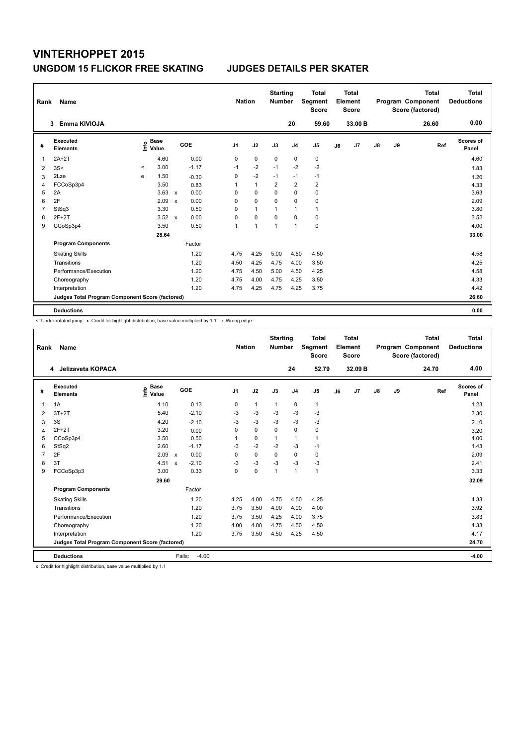# VINTERHOPPET 2015

## UNGDOM 15 FLICKOR FREE SKATING — JUDGES DETAILS PER SKATER

| Rank | Name | Nation | Starting Number | Total Segment Score | Total Element Score | Total Program Component Score (factored) | Total Deductions |
|---|---|---|---|---|---|---|---|
| 3 | Emma KIVIOJA | | 20 | 59.60 | 33.00 B | 26.60 | 0.00 |

| # | Executed Elements | Info | Base Value | | GOE | J1 | J2 | J3 | J4 | J5 | J6 | J7 | J8 | J9 | Ref | Scores of Panel |
|---|---|---|---|---|---|---|---|---|---|---|---|---|---|---|---|---|
| 1 | 2A+2T | | 4.60 | | 0.00 | 0 | 0 | 0 | 0 | 0 | | | | | | 4.60 |
| 2 | 3S< | < | 3.00 | | -1.17 | -1 | -2 | -1 | -2 | -2 | | | | | | 1.83 |
| 3 | 2Lze | e | 1.50 | | -0.30 | 0 | -2 | -1 | -1 | -1 | | | | | | 1.20 |
| 4 | FCCoSp3p4 | | 3.50 | | 0.83 | 1 | 1 | 2 | 2 | 2 | | | | | | 4.33 |
| 5 | 2A | | 3.63 | x | 0.00 | 0 | 0 | 0 | 0 | 0 | | | | | | 3.63 |
| 6 | 2F | | 2.09 | x | 0.00 | 0 | 0 | 0 | 0 | 0 | | | | | | 2.09 |
| 7 | StSq3 | | 3.30 | | 0.50 | 0 | 1 | 1 | 1 | 1 | | | | | | 3.80 |
| 8 | 2F+2T | | 3.52 | x | 0.00 | 0 | 0 | 0 | 0 | 0 | | | | | | 3.52 |
| 9 | CCoSp3p4 | | 3.50 | | 0.50 | 1 | 1 | 1 | 1 | 0 | | | | | | 4.00 |
| | | | 28.64 | | | | | | | | | | | | | 33.00 |
| | **Program Components** | | | | Factor | | | | | | | | | | | |
| | Skating Skills | | | | 1.20 | 4.75 | 4.25 | 5.00 | 4.50 | 4.50 | | | | | | 4.58 |
| | Transitions | | | | 1.20 | 4.50 | 4.25 | 4.75 | 4.00 | 3.50 | | | | | | 4.25 |
| | Performance/Execution | | | | 1.20 | 4.75 | 4.50 | 5.00 | 4.50 | 4.25 | | | | | | 4.58 |
| | Choreography | | | | 1.20 | 4.75 | 4.00 | 4.75 | 4.25 | 3.50 | | | | | | 4.33 |
| | Interpretation | | | | 1.20 | 4.75 | 4.25 | 4.75 | 4.25 | 3.75 | | | | | | 4.42 |
| | Judges Total Program Component Score (factored) | | | | | | | | | | | | | | | 26.60 |
| | **Deductions** | | | | | | | | | | | | | | | 0.00 |

< Under-rotated jump x Credit for highlight distribution, base value multiplied by 1.1 e Wrong edge

| Rank | Name | Nation | Starting Number | Total Segment Score | Total Element Score | Total Program Component Score (factored) | Total Deductions |
|---|---|---|---|---|---|---|---|
| 4 | Jelizaveta KOPACA | | 24 | 52.79 | 32.09 B | 24.70 | 4.00 |

| # | Executed Elements | Info | Base Value | | GOE | J1 | J2 | J3 | J4 | J5 | J6 | J7 | J8 | J9 | Ref | Scores of Panel |
|---|---|---|---|---|---|---|---|---|---|---|---|---|---|---|---|---|
| 1 | 1A | | 1.10 | | 0.13 | 0 | 1 | 1 | 0 | 1 | | | | | | 1.23 |
| 2 | 3T+2T | | 5.40 | | -2.10 | -3 | -3 | -3 | -3 | -3 | | | | | | 3.30 |
| 3 | 3S | | 4.20 | | -2.10 | -3 | -3 | -3 | -3 | -3 | | | | | | 2.10 |
| 4 | 2F+2T | | 3.20 | | 0.00 | 0 | 0 | 0 | 0 | 0 | | | | | | 3.20 |
| 5 | CCoSp3p4 | | 3.50 | | 0.50 | 1 | 0 | 1 | 1 | 1 | | | | | | 4.00 |
| 6 | StSq2 | | 2.60 | | -1.17 | -3 | -2 | -2 | -3 | -1 | | | | | | 1.43 |
| 7 | 2F | | 2.09 | x | 0.00 | 0 | 0 | 0 | 0 | 0 | | | | | | 2.09 |
| 8 | 3T | | 4.51 | x | -2.10 | -3 | -3 | -3 | -3 | -3 | | | | | | 2.41 |
| 9 | FCCoSp3p3 | | 3.00 | | 0.33 | 0 | 0 | 1 | 1 | 1 | | | | | | 3.33 |
| | | | 29.60 | | | | | | | | | | | | | 32.09 |
| | **Program Components** | | | | Factor | | | | | | | | | | | |
| | Skating Skills | | | | 1.20 | 4.25 | 4.00 | 4.75 | 4.50 | 4.25 | | | | | | 4.33 |
| | Transitions | | | | 1.20 | 3.75 | 3.50 | 4.00 | 4.00 | 4.00 | | | | | | 3.92 |
| | Performance/Execution | | | | 1.20 | 3.75 | 3.50 | 4.25 | 4.00 | 3.75 | | | | | | 3.83 |
| | Choreography | | | | 1.20 | 4.00 | 4.00 | 4.75 | 4.50 | 4.50 | | | | | | 4.33 |
| | Interpretation | | | | 1.20 | 3.75 | 3.50 | 4.50 | 4.25 | 4.50 | | | | | | 4.17 |
| | Judges Total Program Component Score (factored) | | | | | | | | | | | | | | | 24.70 |
| | **Deductions** | | | Falls: | -4.00 | | | | | | | | | | | -4.00 |

x Credit for highlight distribution, base value multiplied by 1.1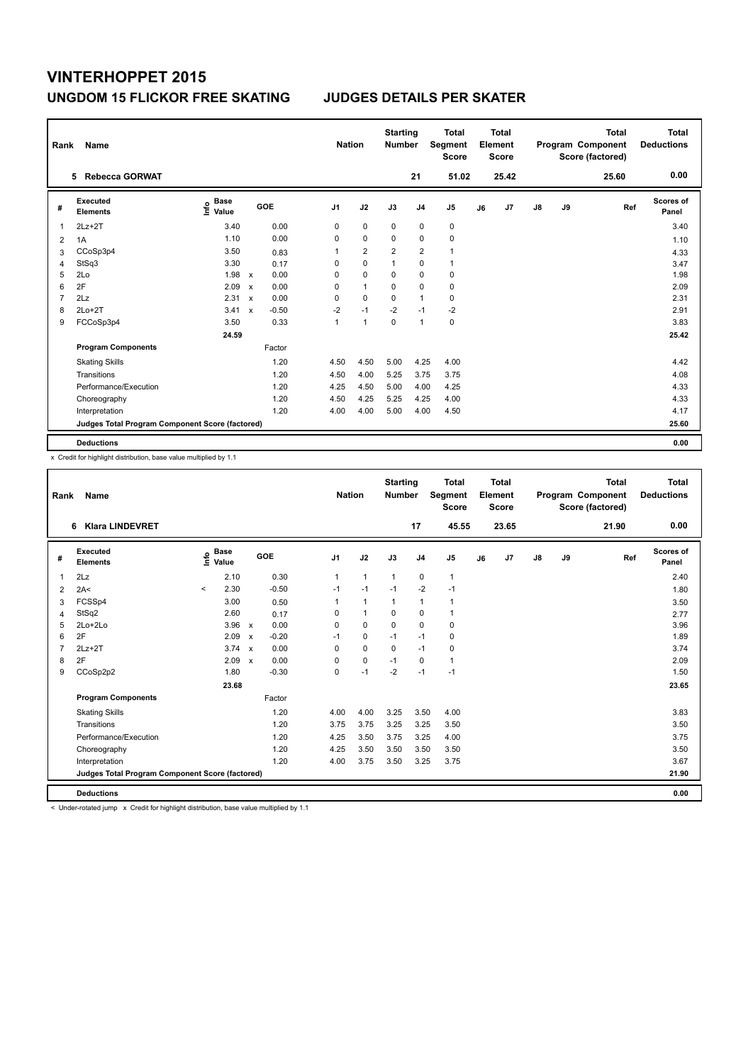# VINTERHOPPET 2015

## UNGDOM 15 FLICKOR FREE SKATING — JUDGES DETAILS PER SKATER

| Rank | Name | Nation | Starting Number | Total Segment Score | Total Element Score | Total Program Component Score (factored) | Total Deductions |
|---|---|---|---|---|---|---|---|
| 5 | Rebecca GORWAT | | 21 | 51.02 | 25.42 | 25.60 | 0.00 |

| # | Executed Elements | Info | Base Value | | GOE | J1 | J2 | J3 | J4 | J5 | J6 | J7 | J8 | J9 | Ref | Scores of Panel |
|---|---|---|---|---|---|---|---|---|---|---|---|---|---|---|---|---|
| 1 | 2Lz+2T | | 3.40 | | 0.00 | 0 | 0 | 0 | 0 | 0 | | | | | | 3.40 |
| 2 | 1A | | 1.10 | | 0.00 | 0 | 0 | 0 | 0 | 0 | | | | | | 1.10 |
| 3 | CCoSp3p4 | | 3.50 | | 0.83 | 1 | 2 | 2 | 2 | 1 | | | | | | 4.33 |
| 4 | StSq3 | | 3.30 | | 0.17 | 0 | 0 | 1 | 0 | 1 | | | | | | 3.47 |
| 5 | 2Lo | | 1.98 | x | 0.00 | 0 | 0 | 0 | 0 | 0 | | | | | | 1.98 |
| 6 | 2F | | 2.09 | x | 0.00 | 0 | 1 | 0 | 0 | 0 | | | | | | 2.09 |
| 7 | 2Lz | | 2.31 | x | 0.00 | 0 | 0 | 0 | 1 | 0 | | | | | | 2.31 |
| 8 | 2Lo+2T | | 3.41 | x | -0.50 | -2 | -1 | -2 | -1 | -2 | | | | | | 2.91 |
| 9 | FCCoSp3p4 | | 3.50 | | 0.33 | 1 | 1 | 0 | 1 | 0 | | | | | | 3.83 |
| | | | 24.59 | | | | | | | | | | | | | 25.42 |
| | **Program Components** | | | | Factor | | | | | | | | | | | |
| | Skating Skills | | | | 1.20 | 4.50 | 4.50 | 5.00 | 4.25 | 4.00 | | | | | | 4.42 |
| | Transitions | | | | 1.20 | 4.50 | 4.00 | 5.25 | 3.75 | 3.75 | | | | | | 4.08 |
| | Performance/Execution | | | | 1.20 | 4.25 | 4.50 | 5.00 | 4.00 | 4.25 | | | | | | 4.33 |
| | Choreography | | | | 1.20 | 4.50 | 4.25 | 5.25 | 4.25 | 4.00 | | | | | | 4.33 |
| | Interpretation | | | | 1.20 | 4.00 | 4.00 | 5.00 | 4.00 | 4.50 | | | | | | 4.17 |
| | **Judges Total Program Component Score (factored)** | | | | | | | | | | | | | | | 25.60 |
| | **Deductions** | | | | | | | | | | | | | | | 0.00 |

x Credit for highlight distribution, base value multiplied by 1.1

| Rank | Name | Nation | Starting Number | Total Segment Score | Total Element Score | Total Program Component Score (factored) | Total Deductions |
|---|---|---|---|---|---|---|---|
| 6 | Klara LINDEVRET | | 17 | 45.55 | 23.65 | 21.90 | 0.00 |

| # | Executed Elements | Info | Base Value | | GOE | J1 | J2 | J3 | J4 | J5 | J6 | J7 | J8 | J9 | Ref | Scores of Panel |
|---|---|---|---|---|---|---|---|---|---|---|---|---|---|---|---|---|
| 1 | 2Lz | | 2.10 | | 0.30 | 1 | 1 | 1 | 0 | 1 | | | | | | 2.40 |
| 2 | 2A< | < | 2.30 | | -0.50 | -1 | -1 | -1 | -2 | -1 | | | | | | 1.80 |
| 3 | FCSSp4 | | 3.00 | | 0.50 | 1 | 1 | 1 | 1 | 1 | | | | | | 3.50 |
| 4 | StSq2 | | 2.60 | | 0.17 | 0 | 1 | 0 | 0 | 1 | | | | | | 2.77 |
| 5 | 2Lo+2Lo | | 3.96 | x | 0.00 | 0 | 0 | 0 | 0 | 0 | | | | | | 3.96 |
| 6 | 2F | | 2.09 | x | -0.20 | -1 | 0 | -1 | -1 | 0 | | | | | | 1.89 |
| 7 | 2Lz+2T | | 3.74 | x | 0.00 | 0 | 0 | 0 | -1 | 0 | | | | | | 3.74 |
| 8 | 2F | | 2.09 | x | 0.00 | 0 | 0 | -1 | 0 | 1 | | | | | | 2.09 |
| 9 | CCoSp2p2 | | 1.80 | | -0.30 | 0 | -1 | -2 | -1 | -1 | | | | | | 1.50 |
| | | | 23.68 | | | | | | | | | | | | | 23.65 |
| | **Program Components** | | | | Factor | | | | | | | | | | | |
| | Skating Skills | | | | 1.20 | 4.00 | 4.00 | 3.25 | 3.50 | 4.00 | | | | | | 3.83 |
| | Transitions | | | | 1.20 | 3.75 | 3.75 | 3.25 | 3.25 | 3.50 | | | | | | 3.50 |
| | Performance/Execution | | | | 1.20 | 4.25 | 3.50 | 3.75 | 3.25 | 4.00 | | | | | | 3.75 |
| | Choreography | | | | 1.20 | 4.25 | 3.50 | 3.50 | 3.50 | 3.50 | | | | | | 3.50 |
| | Interpretation | | | | 1.20 | 4.00 | 3.75 | 3.50 | 3.25 | 3.75 | | | | | | 3.67 |
| | **Judges Total Program Component Score (factored)** | | | | | | | | | | | | | | | 21.90 |
| | **Deductions** | | | | | | | | | | | | | | | 0.00 |

< Under-rotated jump x Credit for highlight distribution, base value multiplied by 1.1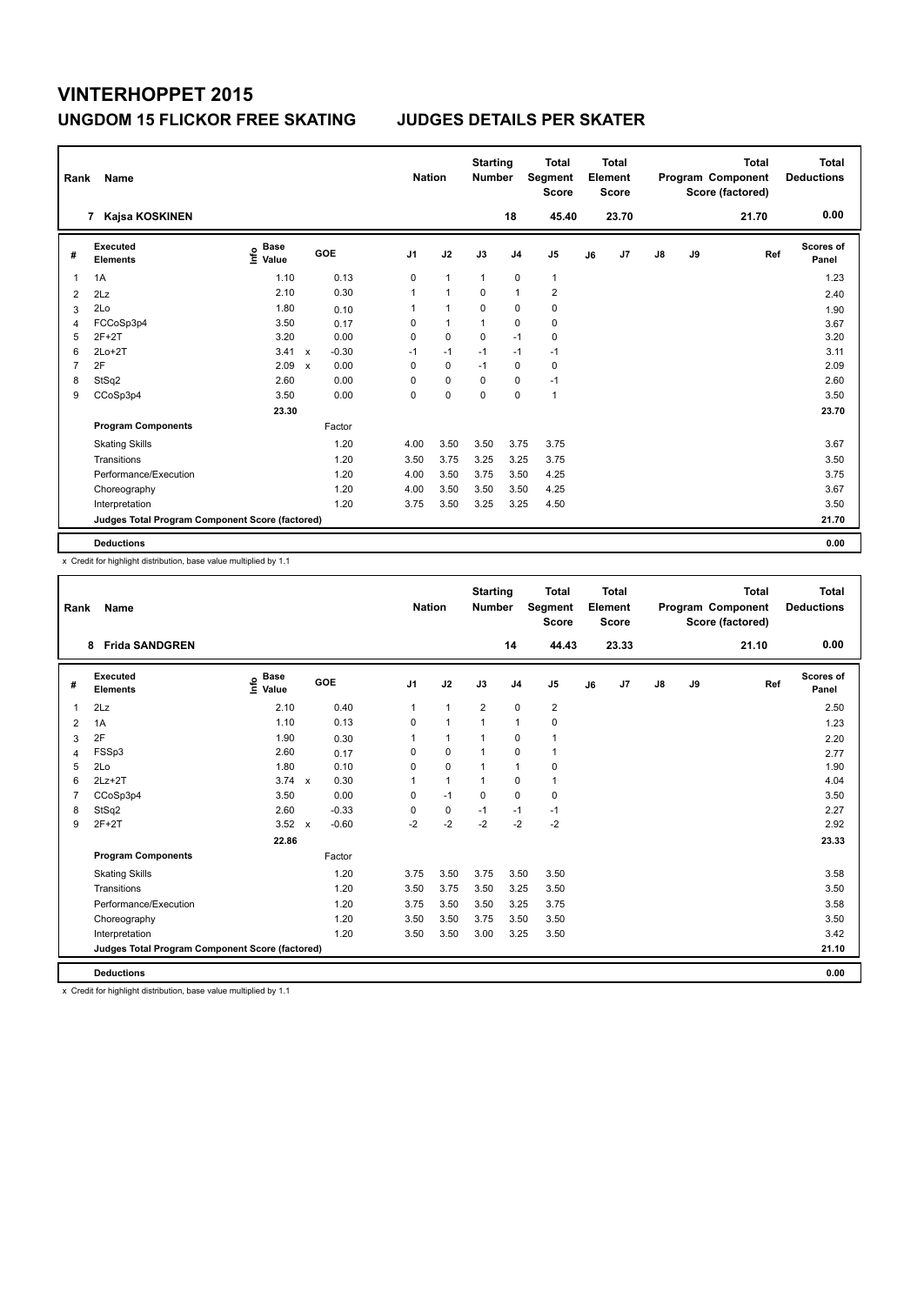# VINTERHOPPET 2015

## UNGDOM 15 FLICKOR FREE SKATING — JUDGES DETAILS PER SKATER

| Rank | Name | Nation | Starting Number | Total Segment Score | Total Element Score | Total Program Component Score (factored) | Total Deductions |
|---|---|---|---|---|---|---|---|
| 7 | Kajsa KOSKINEN | | 18 | 45.40 | 23.70 | 21.70 | 0.00 |

| # | Executed Elements | Info | Base Value | | GOE | J1 | J2 | J3 | J4 | J5 | J6 | J7 | J8 | J9 | Ref | Scores of Panel |
|---|---|---|---|---|---|---|---|---|---|---|---|---|---|---|---|---|
| 1 | 1A | | 1.10 | | 0.13 | 0 | 1 | 1 | 0 | 1 | | | | | | 1.23 |
| 2 | 2Lz | | 2.10 | | 0.30 | 1 | 1 | 0 | 1 | 2 | | | | | | 2.40 |
| 3 | 2Lo | | 1.80 | | 0.10 | 1 | 1 | 0 | 0 | 0 | | | | | | 1.90 |
| 4 | FCCoSp3p4 | | 3.50 | | 0.17 | 0 | 1 | 1 | 0 | 0 | | | | | | 3.67 |
| 5 | 2F+2T | | 3.20 | | 0.00 | 0 | 0 | 0 | -1 | 0 | | | | | | 3.20 |
| 6 | 2Lo+2T | | 3.41 | x | -0.30 | -1 | -1 | -1 | -1 | -1 | | | | | | 3.11 |
| 7 | 2F | | 2.09 | x | 0.00 | 0 | 0 | -1 | 0 | 0 | | | | | | 2.09 |
| 8 | StSq2 | | 2.60 | | 0.00 | 0 | 0 | 0 | 0 | -1 | | | | | | 2.60 |
| 9 | CCoSp3p4 | | 3.50 | | 0.00 | 0 | 0 | 0 | 0 | 1 | | | | | | 3.50 |
| | | | 23.30 | | | | | | | | | | | | | 23.70 |
| | **Program Components** | | | | Factor | | | | | | | | | | | |
| | Skating Skills | | | | 1.20 | 4.00 | 3.50 | 3.50 | 3.75 | 3.75 | | | | | | 3.67 |
| | Transitions | | | | 1.20 | 3.50 | 3.75 | 3.25 | 3.25 | 3.75 | | | | | | 3.50 |
| | Performance/Execution | | | | 1.20 | 4.00 | 3.50 | 3.75 | 3.50 | 4.25 | | | | | | 3.75 |
| | Choreography | | | | 1.20 | 4.00 | 3.50 | 3.50 | 3.50 | 4.25 | | | | | | 3.67 |
| | Interpretation | | | | 1.20 | 3.75 | 3.50 | 3.25 | 3.25 | 4.50 | | | | | | 3.50 |
| | **Judges Total Program Component Score (factored)** | | | | | | | | | | | | | | | 21.70 |
| | **Deductions** | | | | | | | | | | | | | | | 0.00 |

x Credit for highlight distribution, base value multiplied by 1.1

| Rank | Name | Nation | Starting Number | Total Segment Score | Total Element Score | Total Program Component Score (factored) | Total Deductions |
|---|---|---|---|---|---|---|---|
| 8 | Frida SANDGREN | | 14 | 44.43 | 23.33 | 21.10 | 0.00 |

| # | Executed Elements | Info | Base Value | | GOE | J1 | J2 | J3 | J4 | J5 | J6 | J7 | J8 | J9 | Ref | Scores of Panel |
|---|---|---|---|---|---|---|---|---|---|---|---|---|---|---|---|---|
| 1 | 2Lz | | 2.10 | | 0.40 | 1 | 1 | 2 | 0 | 2 | | | | | | 2.50 |
| 2 | 1A | | 1.10 | | 0.13 | 0 | 1 | 1 | 1 | 0 | | | | | | 1.23 |
| 3 | 2F | | 1.90 | | 0.30 | 1 | 1 | 1 | 0 | 1 | | | | | | 2.20 |
| 4 | FSSp3 | | 2.60 | | 0.17 | 0 | 0 | 1 | 0 | 1 | | | | | | 2.77 |
| 5 | 2Lo | | 1.80 | | 0.10 | 0 | 0 | 1 | 1 | 0 | | | | | | 1.90 |
| 6 | 2Lz+2T | | 3.74 | x | 0.30 | 1 | 1 | 1 | 0 | 1 | | | | | | 4.04 |
| 7 | CCoSp3p4 | | 3.50 | | 0.00 | 0 | -1 | 0 | 0 | 0 | | | | | | 3.50 |
| 8 | StSq2 | | 2.60 | | -0.33 | 0 | 0 | -1 | -1 | -1 | | | | | | 2.27 |
| 9 | 2F+2T | | 3.52 | x | -0.60 | -2 | -2 | -2 | -2 | -2 | | | | | | 2.92 |
| | | | 22.86 | | | | | | | | | | | | | 23.33 |
| | **Program Components** | | | | Factor | | | | | | | | | | | |
| | Skating Skills | | | | 1.20 | 3.75 | 3.50 | 3.75 | 3.50 | 3.50 | | | | | | 3.58 |
| | Transitions | | | | 1.20 | 3.50 | 3.75 | 3.50 | 3.25 | 3.50 | | | | | | 3.50 |
| | Performance/Execution | | | | 1.20 | 3.75 | 3.50 | 3.50 | 3.25 | 3.75 | | | | | | 3.58 |
| | Choreography | | | | 1.20 | 3.50 | 3.50 | 3.75 | 3.50 | 3.50 | | | | | | 3.50 |
| | Interpretation | | | | 1.20 | 3.50 | 3.50 | 3.00 | 3.25 | 3.50 | | | | | | 3.42 |
| | **Judges Total Program Component Score (factored)** | | | | | | | | | | | | | | | 21.10 |
| | **Deductions** | | | | | | | | | | | | | | | 0.00 |

x Credit for highlight distribution, base value multiplied by 1.1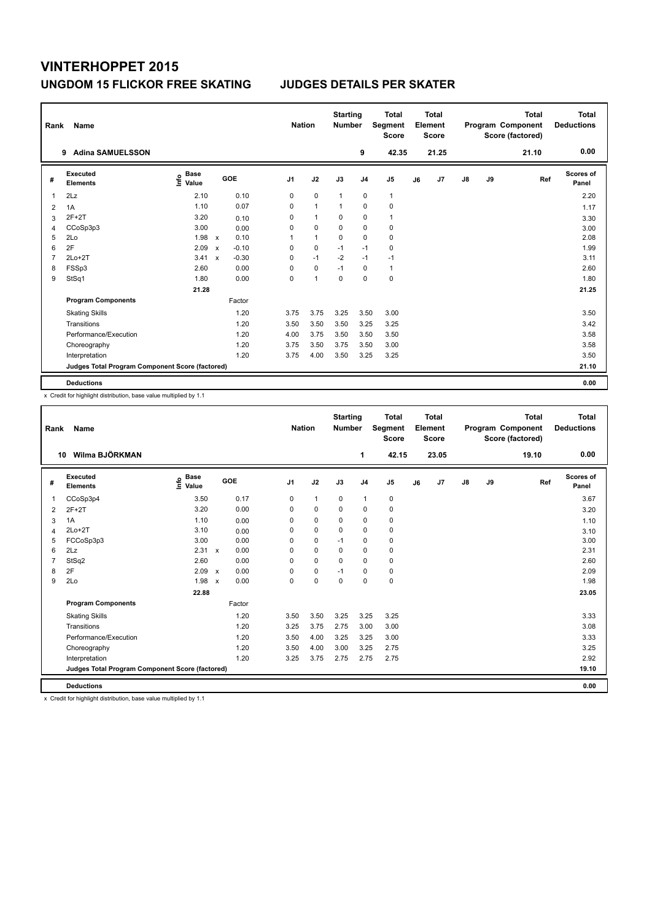# VINTERHOPPET 2015

## UNGDOM 15 FLICKOR FREE SKATING JUDGES DETAILS PER SKATER

| Rank | Name | Nation | Starting Number | Total Segment Score | Total Element Score | Total Program Component Score (factored) | Total Deductions |
|---|---|---|---|---|---|---|---|
| 9 | Adina SAMUELSSON | | 9 | 42.35 | 21.25 | 21.10 | 0.00 |

| # | Executed Elements | Info | Base Value | | GOE | J1 | J2 | J3 | J4 | J5 | J6 | J7 | J8 | J9 | Ref | Scores of Panel |
|---|---|---|---|---|---|---|---|---|---|---|---|---|---|---|---|---|
| 1 | 2Lz | | 2.10 | | 0.10 | 0 | 0 | 1 | 0 | 1 | | | | | | 2.20 |
| 2 | 1A | | 1.10 | | 0.07 | 0 | 1 | 1 | 0 | 0 | | | | | | 1.17 |
| 3 | 2F+2T | | 3.20 | | 0.10 | 0 | 1 | 0 | 0 | 1 | | | | | | 3.30 |
| 4 | CCoSp3p3 | | 3.00 | | 0.00 | 0 | 0 | 0 | 0 | 0 | | | | | | 3.00 |
| 5 | 2Lo | | 1.98 | x | 0.10 | 1 | 1 | 0 | 0 | 0 | | | | | | 2.08 |
| 6 | 2F | | 2.09 | x | -0.10 | 0 | 0 | -1 | -1 | 0 | | | | | | 1.99 |
| 7 | 2Lo+2T | | 3.41 | x | -0.30 | 0 | -1 | -2 | -1 | -1 | | | | | | 3.11 |
| 8 | FSSp3 | | 2.60 | | 0.00 | 0 | 0 | -1 | 0 | 1 | | | | | | 2.60 |
| 9 | StSq1 | | 1.80 | | 0.00 | 0 | 1 | 0 | 0 | 0 | | | | | | 1.80 |
| | | | 21.28 | | | | | | | | | | | | | 21.25 |
| | **Program Components** | | | | Factor | | | | | | | | | | | |
| | Skating Skills | | | | 1.20 | 3.75 | 3.75 | 3.25 | 3.50 | 3.00 | | | | | | 3.50 |
| | Transitions | | | | 1.20 | 3.50 | 3.50 | 3.50 | 3.25 | 3.25 | | | | | | 3.42 |
| | Performance/Execution | | | | 1.20 | 4.00 | 3.75 | 3.50 | 3.50 | 3.50 | | | | | | 3.58 |
| | Choreography | | | | 1.20 | 3.75 | 3.50 | 3.75 | 3.50 | 3.00 | | | | | | 3.58 |
| | Interpretation | | | | 1.20 | 3.75 | 4.00 | 3.50 | 3.25 | 3.25 | | | | | | 3.50 |
| | **Judges Total Program Component Score (factored)** | | | | | | | | | | | | | | | 21.10 |
| | **Deductions** | | | | | | | | | | | | | | | 0.00 |

x Credit for highlight distribution, base value multiplied by 1.1

| Rank | Name | Nation | Starting Number | Total Segment Score | Total Element Score | Total Program Component Score (factored) | Total Deductions |
|---|---|---|---|---|---|---|---|
| 10 | Wilma BJÖRKMAN | | 1 | 42.15 | 23.05 | 19.10 | 0.00 |

| # | Executed Elements | Info | Base Value | | GOE | J1 | J2 | J3 | J4 | J5 | J6 | J7 | J8 | J9 | Ref | Scores of Panel |
|---|---|---|---|---|---|---|---|---|---|---|---|---|---|---|---|---|
| 1 | CCoSp3p4 | | 3.50 | | 0.17 | 0 | 1 | 0 | 1 | 0 | | | | | | 3.67 |
| 2 | 2F+2T | | 3.20 | | 0.00 | 0 | 0 | 0 | 0 | 0 | | | | | | 3.20 |
| 3 | 1A | | 1.10 | | 0.00 | 0 | 0 | 0 | 0 | 0 | | | | | | 1.10 |
| 4 | 2Lo+2T | | 3.10 | | 0.00 | 0 | 0 | 0 | 0 | 0 | | | | | | 3.10 |
| 5 | FCCoSp3p3 | | 3.00 | | 0.00 | 0 | 0 | -1 | 0 | 0 | | | | | | 3.00 |
| 6 | 2Lz | | 2.31 | x | 0.00 | 0 | 0 | 0 | 0 | 0 | | | | | | 2.31 |
| 7 | StSq2 | | 2.60 | | 0.00 | 0 | 0 | 0 | 0 | 0 | | | | | | 2.60 |
| 8 | 2F | | 2.09 | x | 0.00 | 0 | 0 | -1 | 0 | 0 | | | | | | 2.09 |
| 9 | 2Lo | | 1.98 | x | 0.00 | 0 | 0 | 0 | 0 | 0 | | | | | | 1.98 |
| | | | 22.88 | | | | | | | | | | | | | 23.05 |
| | **Program Components** | | | | Factor | | | | | | | | | | | |
| | Skating Skills | | | | 1.20 | 3.50 | 3.50 | 3.25 | 3.25 | 3.25 | | | | | | 3.33 |
| | Transitions | | | | 1.20 | 3.25 | 3.75 | 2.75 | 3.00 | 3.00 | | | | | | 3.08 |
| | Performance/Execution | | | | 1.20 | 3.50 | 4.00 | 3.25 | 3.25 | 3.00 | | | | | | 3.33 |
| | Choreography | | | | 1.20 | 3.50 | 4.00 | 3.00 | 3.25 | 2.75 | | | | | | 3.25 |
| | Interpretation | | | | 1.20 | 3.25 | 3.75 | 2.75 | 2.75 | 2.75 | | | | | | 2.92 |
| | **Judges Total Program Component Score (factored)** | | | | | | | | | | | | | | | 19.10 |
| | **Deductions** | | | | | | | | | | | | | | | 0.00 |

x Credit for highlight distribution, base value multiplied by 1.1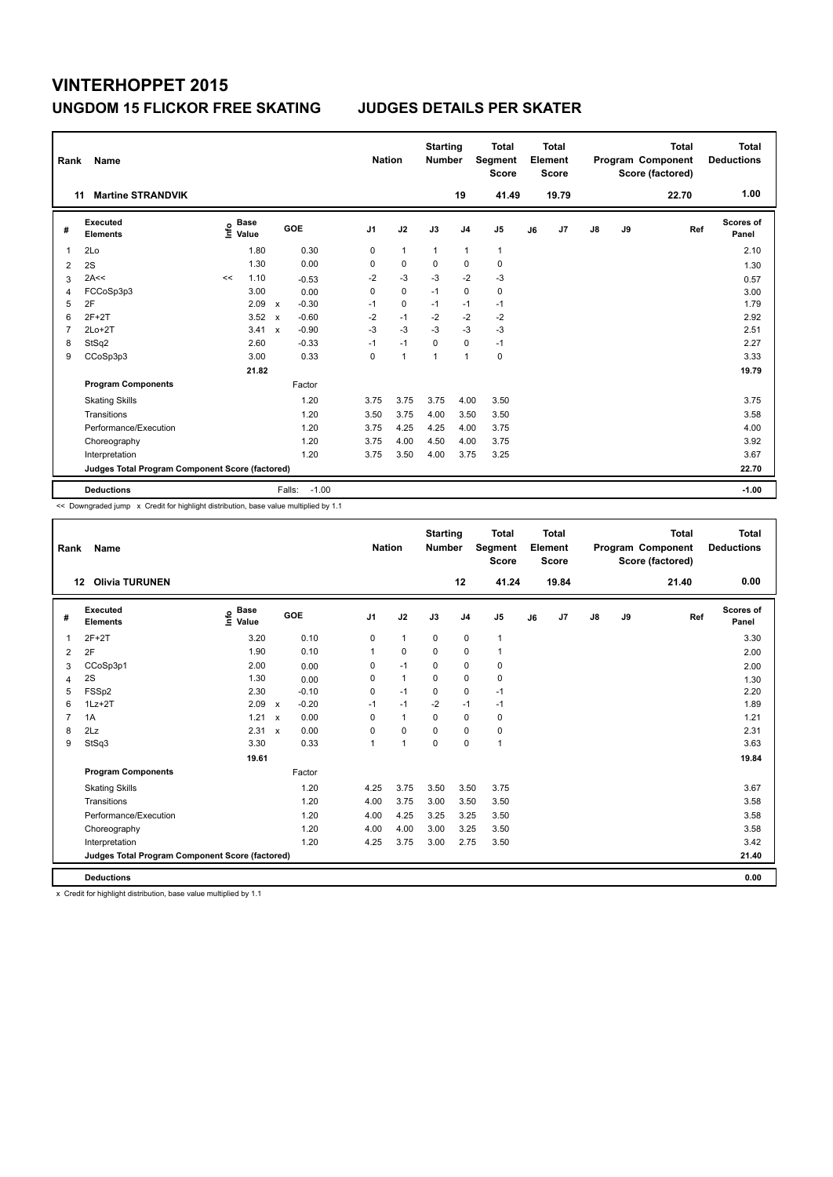# VINTERHOPPET 2015

## UNGDOM 15 FLICKOR FREE SKATING — JUDGES DETAILS PER SKATER

| Rank | Name | Nation | Starting Number | Total Segment Score | Total Element Score | Total Program Component Score (factored) | Total Deductions |
|---|---|---|---|---|---|---|---|
| 11 | Martine STRANDVIK | | 19 | 41.49 | 19.79 | 22.70 | 1.00 |

| # | Executed Elements | Info | Base Value | | GOE | J1 | J2 | J3 | J4 | J5 | J6 | J7 | J8 | J9 | Ref | Scores of Panel |
|---|---|---|---|---|---|---|---|---|---|---|---|---|---|---|---|---|
| 1 | 2Lo | | 1.80 | | 0.30 | 0 | 1 | 1 | 1 | 1 | | | | | | 2.10 |
| 2 | 2S | | 1.30 | | 0.00 | 0 | 0 | 0 | 0 | 0 | | | | | | 1.30 |
| 3 | 2A<< | << | 1.10 | | -0.53 | -2 | -3 | -3 | -2 | -3 | | | | | | 0.57 |
| 4 | FCCoSp3p3 | | 3.00 | | 0.00 | 0 | 0 | -1 | 0 | 0 | | | | | | 3.00 |
| 5 | 2F | | 2.09 | x | -0.30 | -1 | 0 | -1 | -1 | -1 | | | | | | 1.79 |
| 6 | 2F+2T | | 3.52 | x | -0.60 | -2 | -1 | -2 | -2 | -2 | | | | | | 2.92 |
| 7 | 2Lo+2T | | 3.41 | x | -0.90 | -3 | -3 | -3 | -3 | -3 | | | | | | 2.51 |
| 8 | StSq2 | | 2.60 | | -0.33 | -1 | -1 | 0 | 0 | -1 | | | | | | 2.27 |
| 9 | CCoSp3p3 | | 3.00 | | 0.33 | 0 | 1 | 1 | 1 | 0 | | | | | | 3.33 |
| | | | 21.82 | | | | | | | | | | | | | 19.79 |
| | **Program Components** | | | | Factor | | | | | | | | | | | |
| | Skating Skills | | | | 1.20 | 3.75 | 3.75 | 3.75 | 4.00 | 3.50 | | | | | | 3.75 |
| | Transitions | | | | 1.20 | 3.50 | 3.75 | 4.00 | 3.50 | 3.50 | | | | | | 3.58 |
| | Performance/Execution | | | | 1.20 | 3.75 | 4.25 | 4.25 | 4.00 | 3.75 | | | | | | 4.00 |
| | Choreography | | | | 1.20 | 3.75 | 4.00 | 4.50 | 4.00 | 3.75 | | | | | | 3.92 |
| | Interpretation | | | | 1.20 | 3.75 | 3.50 | 4.00 | 3.75 | 3.25 | | | | | | 3.67 |
| | **Judges Total Program Component Score (factored)** | | | | | | | | | | | | | | | 22.70 |
| | **Deductions** | | | | Falls: -1.00 | | | | | | | | | | | -1.00 |

<< Downgraded jump x Credit for highlight distribution, base value multiplied by 1.1

| Rank | Name | Nation | Starting Number | Total Segment Score | Total Element Score | Total Program Component Score (factored) | Total Deductions |
|---|---|---|---|---|---|---|---|
| 12 | Olivia TURUNEN | | 12 | 41.24 | 19.84 | 21.40 | 0.00 |

| # | Executed Elements | Info | Base Value | | GOE | J1 | J2 | J3 | J4 | J5 | J6 | J7 | J8 | J9 | Ref | Scores of Panel |
|---|---|---|---|---|---|---|---|---|---|---|---|---|---|---|---|---|
| 1 | 2F+2T | | 3.20 | | 0.10 | 0 | 1 | 0 | 0 | 1 | | | | | | 3.30 |
| 2 | 2F | | 1.90 | | 0.10 | 1 | 0 | 0 | 0 | 1 | | | | | | 2.00 |
| 3 | CCoSp3p1 | | 2.00 | | 0.00 | 0 | -1 | 0 | 0 | 0 | | | | | | 2.00 |
| 4 | 2S | | 1.30 | | 0.00 | 0 | 1 | 0 | 0 | 0 | | | | | | 1.30 |
| 5 | FSSp2 | | 2.30 | | -0.10 | 0 | -1 | 0 | 0 | -1 | | | | | | 2.20 |
| 6 | 1Lz+2T | | 2.09 | x | -0.20 | -1 | -1 | -2 | -1 | -1 | | | | | | 1.89 |
| 7 | 1A | | 1.21 | x | 0.00 | 0 | 1 | 0 | 0 | 0 | | | | | | 1.21 |
| 8 | 2Lz | | 2.31 | x | 0.00 | 0 | 0 | 0 | 0 | 0 | | | | | | 2.31 |
| 9 | StSq3 | | 3.30 | | 0.33 | 1 | 1 | 0 | 0 | 1 | | | | | | 3.63 |
| | | | 19.61 | | | | | | | | | | | | | 19.84 |
| | **Program Components** | | | | Factor | | | | | | | | | | | |
| | Skating Skills | | | | 1.20 | 4.25 | 3.75 | 3.50 | 3.50 | 3.75 | | | | | | 3.67 |
| | Transitions | | | | 1.20 | 4.00 | 3.75 | 3.00 | 3.50 | 3.50 | | | | | | 3.58 |
| | Performance/Execution | | | | 1.20 | 4.00 | 4.25 | 3.25 | 3.25 | 3.50 | | | | | | 3.58 |
| | Choreography | | | | 1.20 | 4.00 | 4.00 | 3.00 | 3.25 | 3.50 | | | | | | 3.58 |
| | Interpretation | | | | 1.20 | 4.25 | 3.75 | 3.00 | 2.75 | 3.50 | | | | | | 3.42 |
| | **Judges Total Program Component Score (factored)** | | | | | | | | | | | | | | | 21.40 |
| | **Deductions** | | | | | | | | | | | | | | | 0.00 |

x Credit for highlight distribution, base value multiplied by 1.1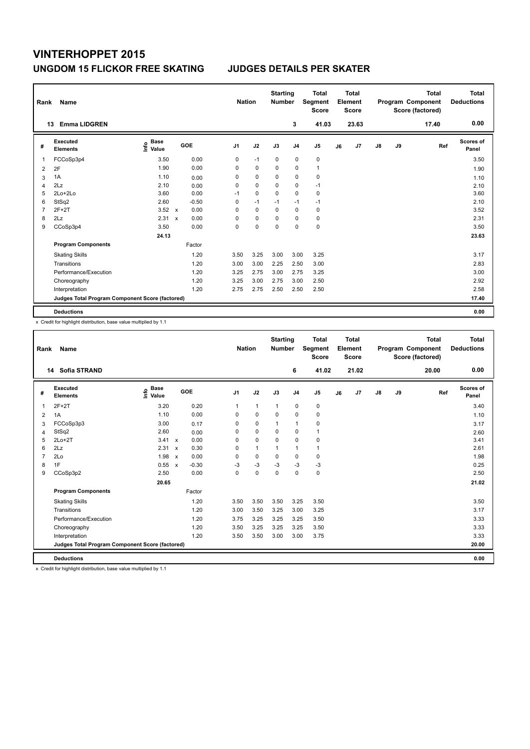# VINTERHOPPET 2015

## UNGDOM 15 FLICKOR FREE SKATING — JUDGES DETAILS PER SKATER

| Rank | Name | Nation | Starting Number | Total Segment Score | Total Element Score | Total Program Component Score (factored) | Total Deductions |
|---|---|---|---|---|---|---|---|
| 13 | Emma LIDGREN | | 3 | 41.03 | 23.63 | 17.40 | 0.00 |

| # | Executed Elements | Info | Base Value | | GOE | J1 | J2 | J3 | J4 | J5 | J6 | J7 | J8 | J9 | Ref | Scores of Panel |
|---|---|---|---|---|---|---|---|---|---|---|---|---|---|---|---|---|
| 1 | FCCoSp3p4 | | 3.50 | | 0.00 | 0 | -1 | 0 | 0 | 0 | | | | | | 3.50 |
| 2 | 2F | | 1.90 | | 0.00 | 0 | 0 | 0 | 0 | 1 | | | | | | 1.90 |
| 3 | 1A | | 1.10 | | 0.00 | 0 | 0 | 0 | 0 | 0 | | | | | | 1.10 |
| 4 | 2Lz | | 2.10 | | 0.00 | 0 | 0 | 0 | 0 | -1 | | | | | | 2.10 |
| 5 | 2Lo+2Lo | | 3.60 | | 0.00 | -1 | 0 | 0 | 0 | 0 | | | | | | 3.60 |
| 6 | StSq2 | | 2.60 | | -0.50 | 0 | -1 | -1 | -1 | -1 | | | | | | 2.10 |
| 7 | 2F+2T | | 3.52 | x | 0.00 | 0 | 0 | 0 | 0 | 0 | | | | | | 3.52 |
| 8 | 2Lz | | 2.31 | x | 0.00 | 0 | 0 | 0 | 0 | 0 | | | | | | 2.31 |
| 9 | CCoSp3p4 | | 3.50 | | 0.00 | 0 | 0 | 0 | 0 | 0 | | | | | | 3.50 |
| | | | 24.13 | | | | | | | | | | | | | 23.63 |
| | **Program Components** | | | | Factor | | | | | | | | | | | |
| | Skating Skills | | | | 1.20 | 3.50 | 3.25 | 3.00 | 3.00 | 3.25 | | | | | | 3.17 |
| | Transitions | | | | 1.20 | 3.00 | 3.00 | 2.25 | 2.50 | 3.00 | | | | | | 2.83 |
| | Performance/Execution | | | | 1.20 | 3.25 | 2.75 | 3.00 | 2.75 | 3.25 | | | | | | 3.00 |
| | Choreography | | | | 1.20 | 3.25 | 3.00 | 2.75 | 3.00 | 2.50 | | | | | | 2.92 |
| | Interpretation | | | | 1.20 | 2.75 | 2.75 | 2.50 | 2.50 | 2.50 | | | | | | 2.58 |
| | **Judges Total Program Component Score (factored)** | | | | | | | | | | | | | | | 17.40 |
| | **Deductions** | | | | | | | | | | | | | | | 0.00 |

x Credit for highlight distribution, base value multiplied by 1.1

| Rank | Name | Nation | Starting Number | Total Segment Score | Total Element Score | Total Program Component Score (factored) | Total Deductions |
|---|---|---|---|---|---|---|---|
| 14 | Sofia STRAND | | 6 | 41.02 | 21.02 | 20.00 | 0.00 |

| # | Executed Elements | Info | Base Value | | GOE | J1 | J2 | J3 | J4 | J5 | J6 | J7 | J8 | J9 | Ref | Scores of Panel |
|---|---|---|---|---|---|---|---|---|---|---|---|---|---|---|---|---|
| 1 | 2F+2T | | 3.20 | | 0.20 | 1 | 1 | 1 | 0 | 0 | | | | | | 3.40 |
| 2 | 1A | | 1.10 | | 0.00 | 0 | 0 | 0 | 0 | 0 | | | | | | 1.10 |
| 3 | FCCoSp3p3 | | 3.00 | | 0.17 | 0 | 0 | 1 | 1 | 0 | | | | | | 3.17 |
| 4 | StSq2 | | 2.60 | | 0.00 | 0 | 0 | 0 | 0 | 1 | | | | | | 2.60 |
| 5 | 2Lo+2T | | 3.41 | x | 0.00 | 0 | 0 | 0 | 0 | 0 | | | | | | 3.41 |
| 6 | 2Lz | | 2.31 | x | 0.30 | 0 | 1 | 1 | 1 | 1 | | | | | | 2.61 |
| 7 | 2Lo | | 1.98 | x | 0.00 | 0 | 0 | 0 | 0 | 0 | | | | | | 1.98 |
| 8 | 1F | | 0.55 | x | -0.30 | -3 | -3 | -3 | -3 | -3 | | | | | | 0.25 |
| 9 | CCoSp3p2 | | 2.50 | | 0.00 | 0 | 0 | 0 | 0 | 0 | | | | | | 2.50 |
| | | | 20.65 | | | | | | | | | | | | | 21.02 |
| | **Program Components** | | | | Factor | | | | | | | | | | | |
| | Skating Skills | | | | 1.20 | 3.50 | 3.50 | 3.50 | 3.25 | 3.50 | | | | | | 3.50 |
| | Transitions | | | | 1.20 | 3.00 | 3.50 | 3.25 | 3.00 | 3.25 | | | | | | 3.17 |
| | Performance/Execution | | | | 1.20 | 3.75 | 3.25 | 3.25 | 3.25 | 3.50 | | | | | | 3.33 |
| | Choreography | | | | 1.20 | 3.50 | 3.25 | 3.25 | 3.25 | 3.50 | | | | | | 3.33 |
| | Interpretation | | | | 1.20 | 3.50 | 3.50 | 3.00 | 3.00 | 3.75 | | | | | | 3.33 |
| | **Judges Total Program Component Score (factored)** | | | | | | | | | | | | | | | 20.00 |
| | **Deductions** | | | | | | | | | | | | | | | 0.00 |

x Credit for highlight distribution, base value multiplied by 1.1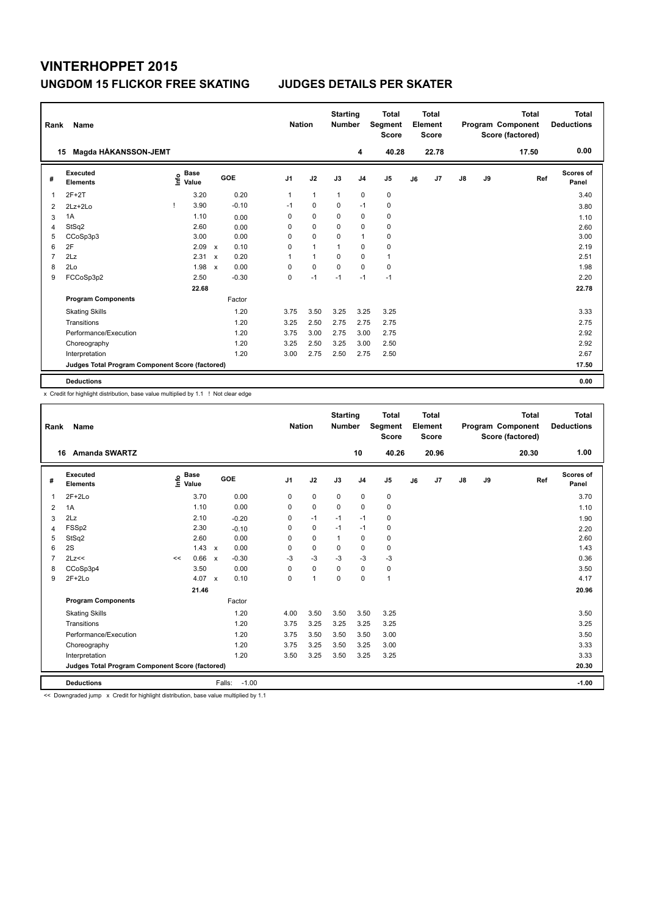# VINTERHOPPET 2015

## UNGDOM 15 FLICKOR FREE SKATING JUDGES DETAILS PER SKATER

| Rank | Name | Nation | Starting Number | Total Segment Score | Total Element Score | Total Program Component Score (factored) | Total Deductions |
|---|---|---|---|---|---|---|---|
| 15 | Magda HÅKANSSON-JEMT | | 4 | 40.28 | 22.78 | 17.50 | 0.00 |

| # | Executed Elements | Info | Base Value | | GOE | J1 | J2 | J3 | J4 | J5 | J6 | J7 | J8 | J9 | Ref | Scores of Panel |
|---|---|---|---|---|---|---|---|---|---|---|---|---|---|---|---|---|
| 1 | 2F+2T | | 3.20 | | 0.20 | 1 | 1 | 1 | 0 | 0 | | | | | | 3.40 |
| 2 | 2Lz+2Lo | ! | 3.90 | | -0.10 | -1 | 0 | 0 | -1 | 0 | | | | | | 3.80 |
| 3 | 1A | | 1.10 | | 0.00 | 0 | 0 | 0 | 0 | 0 | | | | | | 1.10 |
| 4 | StSq2 | | 2.60 | | 0.00 | 0 | 0 | 0 | 0 | 0 | | | | | | 2.60 |
| 5 | CCoSp3p3 | | 3.00 | | 0.00 | 0 | 0 | 0 | 1 | 0 | | | | | | 3.00 |
| 6 | 2F | | 2.09 | x | 0.10 | 0 | 1 | 1 | 0 | 0 | | | | | | 2.19 |
| 7 | 2Lz | | 2.31 | x | 0.20 | 1 | 1 | 0 | 0 | 1 | | | | | | 2.51 |
| 8 | 2Lo | | 1.98 | x | 0.00 | 0 | 0 | 0 | 0 | 0 | | | | | | 1.98 |
| 9 | FCCoSp3p2 | | 2.50 | | -0.30 | 0 | -1 | -1 | -1 | -1 | | | | | | 2.20 |
| | | | 22.68 | | | | | | | | | | | | | 22.78 |
| | **Program Components** | | | | Factor | | | | | | | | | | | |
| | Skating Skills | | | | 1.20 | 3.75 | 3.50 | 3.25 | 3.25 | 3.25 | | | | | | 3.33 |
| | Transitions | | | | 1.20 | 3.25 | 2.50 | 2.75 | 2.75 | 2.75 | | | | | | 2.75 |
| | Performance/Execution | | | | 1.20 | 3.75 | 3.00 | 2.75 | 3.00 | 2.75 | | | | | | 2.92 |
| | Choreography | | | | 1.20 | 3.25 | 2.50 | 3.25 | 3.00 | 2.50 | | | | | | 2.92 |
| | Interpretation | | | | 1.20 | 3.00 | 2.75 | 2.50 | 2.75 | 2.50 | | | | | | 2.67 |
| | **Judges Total Program Component Score (factored)** | | | | | | | | | | | | | | | 17.50 |
| | **Deductions** | | | | | | | | | | | | | | | 0.00 |

x Credit for highlight distribution, base value multiplied by 1.1 ! Not clear edge

| Rank | Name | Nation | Starting Number | Total Segment Score | Total Element Score | Total Program Component Score (factored) | Total Deductions |
|---|---|---|---|---|---|---|---|
| 16 | Amanda SWARTZ | | 10 | 40.26 | 20.96 | 20.30 | 1.00 |

| # | Executed Elements | Info | Base Value | | GOE | J1 | J2 | J3 | J4 | J5 | J6 | J7 | J8 | J9 | Ref | Scores of Panel |
|---|---|---|---|---|---|---|---|---|---|---|---|---|---|---|---|---|
| 1 | 2F+2Lo | | 3.70 | | 0.00 | 0 | 0 | 0 | 0 | 0 | | | | | | 3.70 |
| 2 | 1A | | 1.10 | | 0.00 | 0 | 0 | 0 | 0 | 0 | | | | | | 1.10 |
| 3 | 2Lz | | 2.10 | | -0.20 | 0 | -1 | -1 | -1 | 0 | | | | | | 1.90 |
| 4 | FSSp2 | | 2.30 | | -0.10 | 0 | 0 | -1 | -1 | 0 | | | | | | 2.20 |
| 5 | StSq2 | | 2.60 | | 0.00 | 0 | 0 | 1 | 0 | 0 | | | | | | 2.60 |
| 6 | 2S | | 1.43 | x | 0.00 | 0 | 0 | 0 | 0 | 0 | | | | | | 1.43 |
| 7 | 2Lz<< | << | 0.66 | x | -0.30 | -3 | -3 | -3 | -3 | -3 | | | | | | 0.36 |
| 8 | CCoSp3p4 | | 3.50 | | 0.00 | 0 | 0 | 0 | 0 | 0 | | | | | | 3.50 |
| 9 | 2F+2Lo | | 4.07 | x | 0.10 | 0 | 1 | 0 | 0 | 1 | | | | | | 4.17 |
| | | | 21.46 | | | | | | | | | | | | | 20.96 |
| | **Program Components** | | | | Factor | | | | | | | | | | | |
| | Skating Skills | | | | 1.20 | 4.00 | 3.50 | 3.50 | 3.50 | 3.25 | | | | | | 3.50 |
| | Transitions | | | | 1.20 | 3.75 | 3.25 | 3.25 | 3.25 | 3.25 | | | | | | 3.25 |
| | Performance/Execution | | | | 1.20 | 3.75 | 3.50 | 3.50 | 3.50 | 3.00 | | | | | | 3.50 |
| | Choreography | | | | 1.20 | 3.75 | 3.25 | 3.50 | 3.25 | 3.00 | | | | | | 3.33 |
| | Interpretation | | | | 1.20 | 3.50 | 3.25 | 3.50 | 3.25 | 3.25 | | | | | | 3.33 |
| | **Judges Total Program Component Score (factored)** | | | | | | | | | | | | | | | 20.30 |
| | **Deductions** | | | | Falls: -1.00 | | | | | | | | | | | -1.00 |

<< Downgraded jump x Credit for highlight distribution, base value multiplied by 1.1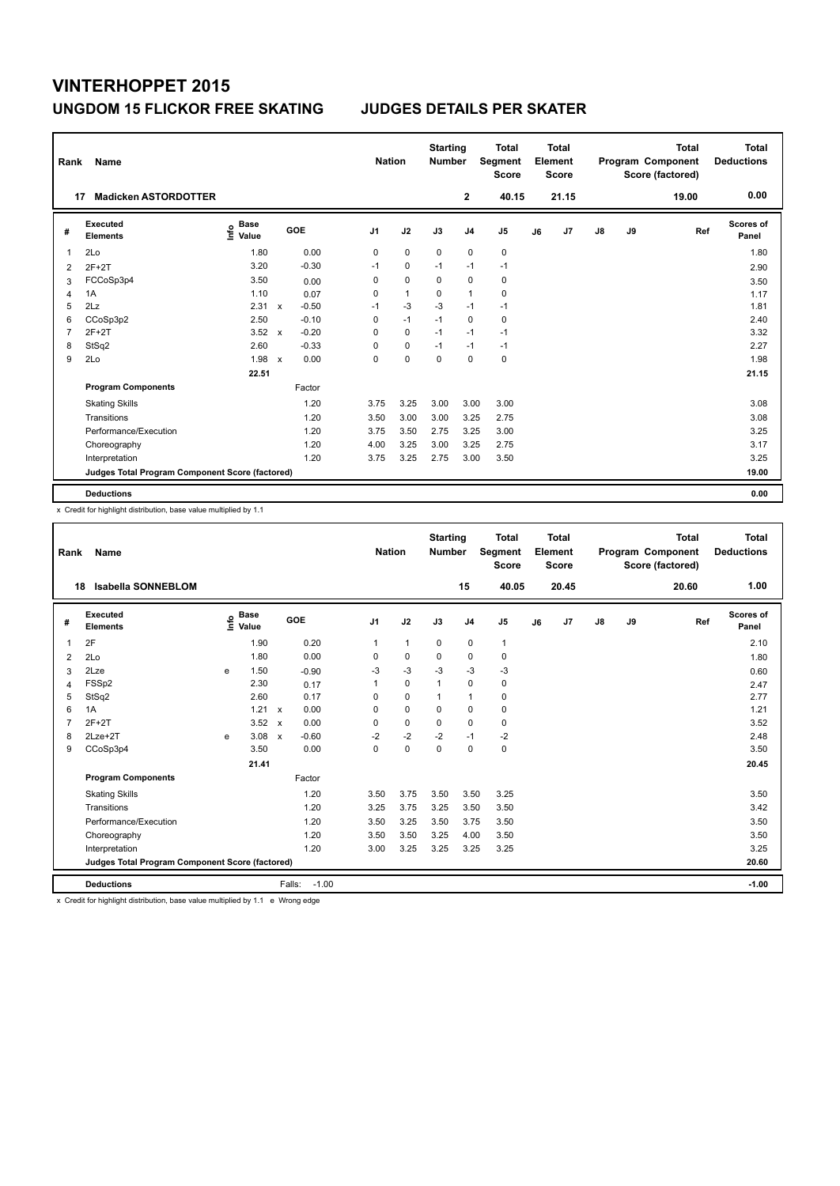# VINTERHOPPET 2015

## UNGDOM 15 FLICKOR FREE SKATING JUDGES DETAILS PER SKATER

| Rank | Name | Nation | Starting Number | Total Segment Score | Total Element Score | Total Program Component Score (factored) | Total Deductions |
|---|---|---|---|---|---|---|---|
| 17 | Madicken ASTORDOTTER | | 2 | 40.15 | 21.15 | 19.00 | 0.00 |

| # | Executed Elements | Info | Base Value | | GOE | J1 | J2 | J3 | J4 | J5 | J6 | J7 | J8 | J9 | Ref | Scores of Panel |
|---|---|---|---|---|---|---|---|---|---|---|---|---|---|---|---|---|
| 1 | 2Lo | | 1.80 | | 0.00 | 0 | 0 | 0 | 0 | 0 | | | | | | 1.80 |
| 2 | 2F+2T | | 3.20 | | -0.30 | -1 | 0 | -1 | -1 | -1 | | | | | | 2.90 |
| 3 | FCCoSp3p4 | | 3.50 | | 0.00 | 0 | 0 | 0 | 0 | 0 | | | | | | 3.50 |
| 4 | 1A | | 1.10 | | 0.07 | 0 | 1 | 0 | 1 | 0 | | | | | | 1.17 |
| 5 | 2Lz | | 2.31 | x | -0.50 | -1 | -3 | -3 | -1 | -1 | | | | | | 1.81 |
| 6 | CCoSp3p2 | | 2.50 | | -0.10 | 0 | -1 | -1 | 0 | 0 | | | | | | 2.40 |
| 7 | 2F+2T | | 3.52 | x | -0.20 | 0 | 0 | -1 | -1 | -1 | | | | | | 3.32 |
| 8 | StSq2 | | 2.60 | | -0.33 | 0 | 0 | -1 | -1 | -1 | | | | | | 2.27 |
| 9 | 2Lo | | 1.98 | x | 0.00 | 0 | 0 | 0 | 0 | 0 | | | | | | 1.98 |
| | | | 22.51 | | | | | | | | | | | | | 21.15 |
| | **Program Components** | | | | Factor | | | | | | | | | | | |
| | Skating Skills | | | | 1.20 | 3.75 | 3.25 | 3.00 | 3.00 | 3.00 | | | | | | 3.08 |
| | Transitions | | | | 1.20 | 3.50 | 3.00 | 3.00 | 3.25 | 2.75 | | | | | | 3.08 |
| | Performance/Execution | | | | 1.20 | 3.75 | 3.50 | 2.75 | 3.25 | 3.00 | | | | | | 3.25 |
| | Choreography | | | | 1.20 | 4.00 | 3.25 | 3.00 | 3.25 | 2.75 | | | | | | 3.17 |
| | Interpretation | | | | 1.20 | 3.75 | 3.25 | 2.75 | 3.00 | 3.50 | | | | | | 3.25 |
| | **Judges Total Program Component Score (factored)** | | | | | | | | | | | | | | | 19.00 |
| | **Deductions** | | | | | | | | | | | | | | | 0.00 |

x Credit for highlight distribution, base value multiplied by 1.1

| Rank | Name | Nation | Starting Number | Total Segment Score | Total Element Score | Total Program Component Score (factored) | Total Deductions |
|---|---|---|---|---|---|---|---|
| 18 | Isabella SONNEBLOM | | 15 | 40.05 | 20.45 | 20.60 | 1.00 |

| # | Executed Elements | Info | Base Value | | GOE | J1 | J2 | J3 | J4 | J5 | J6 | J7 | J8 | J9 | Ref | Scores of Panel |
|---|---|---|---|---|---|---|---|---|---|---|---|---|---|---|---|---|
| 1 | 2F | | 1.90 | | 0.20 | 1 | 1 | 0 | 0 | 1 | | | | | | 2.10 |
| 2 | 2Lo | | 1.80 | | 0.00 | 0 | 0 | 0 | 0 | 0 | | | | | | 1.80 |
| 3 | 2Lze | e | 1.50 | | -0.90 | -3 | -3 | -3 | -3 | -3 | | | | | | 0.60 |
| 4 | FSSp2 | | 2.30 | | 0.17 | 1 | 0 | 1 | 0 | 0 | | | | | | 2.47 |
| 5 | StSq2 | | 2.60 | | 0.17 | 0 | 0 | 1 | 1 | 0 | | | | | | 2.77 |
| 6 | 1A | | 1.21 | x | 0.00 | 0 | 0 | 0 | 0 | 0 | | | | | | 1.21 |
| 7 | 2F+2T | | 3.52 | x | 0.00 | 0 | 0 | 0 | 0 | 0 | | | | | | 3.52 |
| 8 | 2Lze+2T | e | 3.08 | x | -0.60 | -2 | -2 | -2 | -1 | -2 | | | | | | 2.48 |
| 9 | CCoSp3p4 | | 3.50 | | 0.00 | 0 | 0 | 0 | 0 | 0 | | | | | | 3.50 |
| | | | 21.41 | | | | | | | | | | | | | 20.45 |
| | **Program Components** | | | | Factor | | | | | | | | | | | |
| | Skating Skills | | | | 1.20 | 3.50 | 3.75 | 3.50 | 3.50 | 3.25 | | | | | | 3.50 |
| | Transitions | | | | 1.20 | 3.25 | 3.75 | 3.25 | 3.50 | 3.50 | | | | | | 3.42 |
| | Performance/Execution | | | | 1.20 | 3.50 | 3.25 | 3.50 | 3.75 | 3.50 | | | | | | 3.50 |
| | Choreography | | | | 1.20 | 3.50 | 3.50 | 3.25 | 4.00 | 3.50 | | | | | | 3.50 |
| | Interpretation | | | | 1.20 | 3.00 | 3.25 | 3.25 | 3.25 | 3.25 | | | | | | 3.25 |
| | **Judges Total Program Component Score (factored)** | | | | | | | | | | | | | | | 20.60 |
| | **Deductions** | | | | Falls: -1.00 | | | | | | | | | | | -1.00 |

x Credit for highlight distribution, base value multiplied by 1.1 e Wrong edge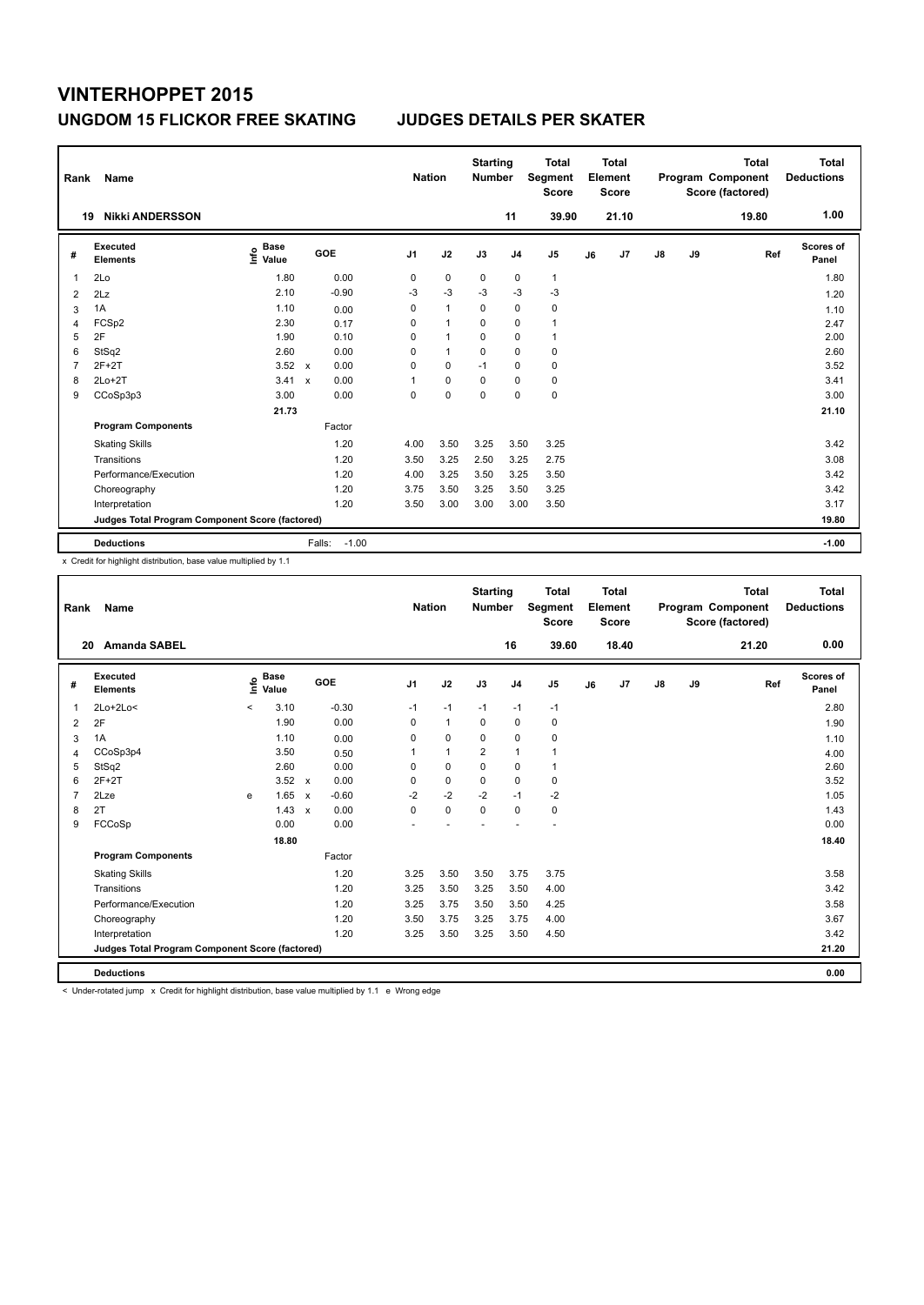# VINTERHOPPET 2015

## UNGDOM 15 FLICKOR FREE SKATING — JUDGES DETAILS PER SKATER

| Rank | Name | Nation | Starting Number | Total Segment Score | Total Element Score | Total Program Component Score (factored) | Total Deductions |
|---|---|---|---|---|---|---|---|
| 19 | Nikki ANDERSSON | | 11 | 39.90 | 21.10 | 19.80 | 1.00 |

| # | Executed Elements | Info | Base Value | | GOE | J1 | J2 | J3 | J4 | J5 | J6 | J7 | J8 | J9 | Ref | Scores of Panel |
|---|---|---|---|---|---|---|---|---|---|---|---|---|---|---|---|---|
| 1 | 2Lo | | 1.80 | | 0.00 | 0 | 0 | 0 | 0 | 1 | | | | | | 1.80 |
| 2 | 2Lz | | 2.10 | | -0.90 | -3 | -3 | -3 | -3 | -3 | | | | | | 1.20 |
| 3 | 1A | | 1.10 | | 0.00 | 0 | 1 | 0 | 0 | 0 | | | | | | 1.10 |
| 4 | FCSp2 | | 2.30 | | 0.17 | 0 | 1 | 0 | 0 | 1 | | | | | | 2.47 |
| 5 | 2F | | 1.90 | | 0.10 | 0 | 1 | 0 | 0 | 1 | | | | | | 2.00 |
| 6 | StSq2 | | 2.60 | | 0.00 | 0 | 1 | 0 | 0 | 0 | | | | | | 2.60 |
| 7 | 2F+2T | | 3.52 | x | 0.00 | 0 | 0 | -1 | 0 | 0 | | | | | | 3.52 |
| 8 | 2Lo+2T | | 3.41 | x | 0.00 | 1 | 0 | 0 | 0 | 0 | | | | | | 3.41 |
| 9 | CCoSp3p3 | | 3.00 | | 0.00 | 0 | 0 | 0 | 0 | 0 | | | | | | 3.00 |
| | | | 21.73 | | | | | | | | | | | | | 21.10 |
| | **Program Components** | | | | Factor | | | | | | | | | | | |
| | Skating Skills | | | | 1.20 | 4.00 | 3.50 | 3.25 | 3.50 | 3.25 | | | | | | 3.42 |
| | Transitions | | | | 1.20 | 3.50 | 3.25 | 2.50 | 3.25 | 2.75 | | | | | | 3.08 |
| | Performance/Execution | | | | 1.20 | 4.00 | 3.25 | 3.50 | 3.25 | 3.50 | | | | | | 3.42 |
| | Choreography | | | | 1.20 | 3.75 | 3.50 | 3.25 | 3.50 | 3.25 | | | | | | 3.42 |
| | Interpretation | | | | 1.20 | 3.50 | 3.00 | 3.00 | 3.00 | 3.50 | | | | | | 3.17 |
| | Judges Total Program Component Score (factored) | | | | | | | | | | | | | | | 19.80 |
| | **Deductions** | | | | Falls: -1.00 | | | | | | | | | | | -1.00 |

x Credit for highlight distribution, base value multiplied by 1.1

| Rank | Name | Nation | Starting Number | Total Segment Score | Total Element Score | Total Program Component Score (factored) | Total Deductions |
|---|---|---|---|---|---|---|---|
| 20 | Amanda SABEL | | 16 | 39.60 | 18.40 | 21.20 | 0.00 |

| # | Executed Elements | Info | Base Value | | GOE | J1 | J2 | J3 | J4 | J5 | J6 | J7 | J8 | J9 | Ref | Scores of Panel |
|---|---|---|---|---|---|---|---|---|---|---|---|---|---|---|---|---|
| 1 | 2Lo+2Lo< | < | 3.10 | | -0.30 | -1 | -1 | -1 | -1 | -1 | | | | | | 2.80 |
| 2 | 2F | | 1.90 | | 0.00 | 0 | 1 | 0 | 0 | 0 | | | | | | 1.90 |
| 3 | 1A | | 1.10 | | 0.00 | 0 | 0 | 0 | 0 | 0 | | | | | | 1.10 |
| 4 | CCoSp3p4 | | 3.50 | | 0.50 | 1 | 1 | 2 | 1 | 1 | | | | | | 4.00 |
| 5 | StSq2 | | 2.60 | | 0.00 | 0 | 0 | 0 | 0 | 1 | | | | | | 2.60 |
| 6 | 2F+2T | | 3.52 | x | 0.00 | 0 | 0 | 0 | 0 | 0 | | | | | | 3.52 |
| 7 | 2Lze | e | 1.65 | x | -0.60 | -2 | -2 | -2 | -1 | -2 | | | | | | 1.05 |
| 8 | 2T | | 1.43 | x | 0.00 | 0 | 0 | 0 | 0 | 0 | | | | | | 1.43 |
| 9 | FCCoSp | | 0.00 | | 0.00 | - | - | - | - | - | | | | | | 0.00 |
| | | | 18.80 | | | | | | | | | | | | | 18.40 |
| | **Program Components** | | | | Factor | | | | | | | | | | | |
| | Skating Skills | | | | 1.20 | 3.25 | 3.50 | 3.50 | 3.75 | 3.75 | | | | | | 3.58 |
| | Transitions | | | | 1.20 | 3.25 | 3.50 | 3.25 | 3.50 | 4.00 | | | | | | 3.42 |
| | Performance/Execution | | | | 1.20 | 3.25 | 3.75 | 3.50 | 3.50 | 4.25 | | | | | | 3.58 |
| | Choreography | | | | 1.20 | 3.50 | 3.75 | 3.25 | 3.75 | 4.00 | | | | | | 3.67 |
| | Interpretation | | | | 1.20 | 3.25 | 3.50 | 3.25 | 3.50 | 4.50 | | | | | | 3.42 |
| | Judges Total Program Component Score (factored) | | | | | | | | | | | | | | | 21.20 |
| | **Deductions** | | | | | | | | | | | | | | | 0.00 |

< Under-rotated jump x Credit for highlight distribution, base value multiplied by 1.1 e Wrong edge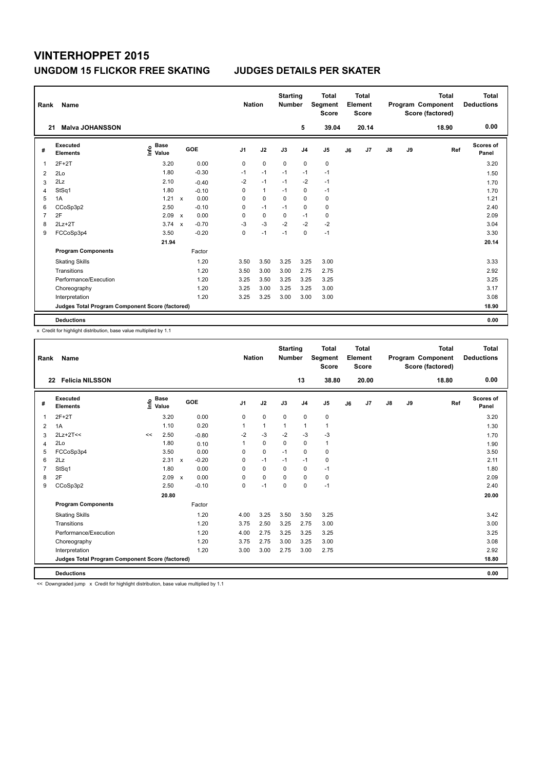# VINTERHOPPET 2015

## UNGDOM 15 FLICKOR FREE SKATING JUDGES DETAILS PER SKATER

| Rank | Name | Nation | Starting Number | Total Segment Score | Total Element Score | Total Program Component Score (factored) | Total Deductions |
|---|---|---|---|---|---|---|---|
| 21 | Malva JOHANSSON | | 5 | 39.04 | 20.14 | 18.90 | 0.00 |

| # | Executed Elements | Info | Base Value | | GOE | J1 | J2 | J3 | J4 | J5 | J6 | J7 | J8 | J9 | Ref | Scores of Panel |
|---|---|---|---|---|---|---|---|---|---|---|---|---|---|---|---|---|
| 1 | 2F+2T | | 3.20 | | 0.00 | 0 | 0 | 0 | 0 | 0 | | | | | | 3.20 |
| 2 | 2Lo | | 1.80 | | -0.30 | -1 | -1 | -1 | -1 | -1 | | | | | | 1.50 |
| 3 | 2Lz | | 2.10 | | -0.40 | -2 | -1 | -1 | -2 | -1 | | | | | | 1.70 |
| 4 | StSq1 | | 1.80 | | -0.10 | 0 | 1 | -1 | 0 | -1 | | | | | | 1.70 |
| 5 | 1A | | 1.21 | x | 0.00 | 0 | 0 | 0 | 0 | 0 | | | | | | 1.21 |
| 6 | CCoSp3p2 | | 2.50 | | -0.10 | 0 | -1 | -1 | 0 | 0 | | | | | | 2.40 |
| 7 | 2F | | 2.09 | x | 0.00 | 0 | 0 | 0 | -1 | 0 | | | | | | 2.09 |
| 8 | 2Lz+2T | | 3.74 | x | -0.70 | -3 | -3 | -2 | -2 | -2 | | | | | | 3.04 |
| 9 | FCCoSp3p4 | | 3.50 | | -0.20 | 0 | -1 | -1 | 0 | -1 | | | | | | 3.30 |
| | | | 21.94 | | | | | | | | | | | | | 20.14 |
| | **Program Components** | | | | Factor | | | | | | | | | | | |
| | Skating Skills | | | | 1.20 | 3.50 | 3.50 | 3.25 | 3.25 | 3.00 | | | | | | 3.33 |
| | Transitions | | | | 1.20 | 3.50 | 3.00 | 3.00 | 2.75 | 2.75 | | | | | | 2.92 |
| | Performance/Execution | | | | 1.20 | 3.25 | 3.50 | 3.25 | 3.25 | 3.25 | | | | | | 3.25 |
| | Choreography | | | | 1.20 | 3.25 | 3.00 | 3.25 | 3.25 | 3.00 | | | | | | 3.17 |
| | Interpretation | | | | 1.20 | 3.25 | 3.25 | 3.00 | 3.00 | 3.00 | | | | | | 3.08 |
| | **Judges Total Program Component Score (factored)** | | | | | | | | | | | | | | | 18.90 |
| | **Deductions** | | | | | | | | | | | | | | | 0.00 |

x Credit for highlight distribution, base value multiplied by 1.1

| Rank | Name | Nation | Starting Number | Total Segment Score | Total Element Score | Total Program Component Score (factored) | Total Deductions |
|---|---|---|---|---|---|---|---|
| 22 | Felicia NILSSON | | 13 | 38.80 | 20.00 | 18.80 | 0.00 |

| # | Executed Elements | Info | Base Value | | GOE | J1 | J2 | J3 | J4 | J5 | J6 | J7 | J8 | J9 | Ref | Scores of Panel |
|---|---|---|---|---|---|---|---|---|---|---|---|---|---|---|---|---|
| 1 | 2F+2T | | 3.20 | | 0.00 | 0 | 0 | 0 | 0 | 0 | | | | | | 3.20 |
| 2 | 1A | | 1.10 | | 0.20 | 1 | 1 | 1 | 1 | 1 | | | | | | 1.30 |
| 3 | 2Lz+2T<< | << | 2.50 | | -0.80 | -2 | -3 | -2 | -3 | -3 | | | | | | 1.70 |
| 4 | 2Lo | | 1.80 | | 0.10 | 1 | 0 | 0 | 0 | 1 | | | | | | 1.90 |
| 5 | FCCoSp3p4 | | 3.50 | | 0.00 | 0 | 0 | -1 | 0 | 0 | | | | | | 3.50 |
| 6 | 2Lz | | 2.31 | x | -0.20 | 0 | -1 | -1 | -1 | 0 | | | | | | 2.11 |
| 7 | StSq1 | | 1.80 | | 0.00 | 0 | 0 | 0 | 0 | -1 | | | | | | 1.80 |
| 8 | 2F | | 2.09 | x | 0.00 | 0 | 0 | 0 | 0 | 0 | | | | | | 2.09 |
| 9 | CCoSp3p2 | | 2.50 | | -0.10 | 0 | -1 | 0 | 0 | -1 | | | | | | 2.40 |
| | | | 20.80 | | | | | | | | | | | | | 20.00 |
| | **Program Components** | | | | Factor | | | | | | | | | | | |
| | Skating Skills | | | | 1.20 | 4.00 | 3.25 | 3.50 | 3.50 | 3.25 | | | | | | 3.42 |
| | Transitions | | | | 1.20 | 3.75 | 2.50 | 3.25 | 2.75 | 3.00 | | | | | | 3.00 |
| | Performance/Execution | | | | 1.20 | 4.00 | 2.75 | 3.25 | 3.25 | 3.25 | | | | | | 3.25 |
| | Choreography | | | | 1.20 | 3.75 | 2.75 | 3.00 | 3.25 | 3.00 | | | | | | 3.08 |
| | Interpretation | | | | 1.20 | 3.00 | 3.00 | 2.75 | 3.00 | 2.75 | | | | | | 2.92 |
| | **Judges Total Program Component Score (factored)** | | | | | | | | | | | | | | | 18.80 |
| | **Deductions** | | | | | | | | | | | | | | | 0.00 |

<< Downgraded jump x Credit for highlight distribution, base value multiplied by 1.1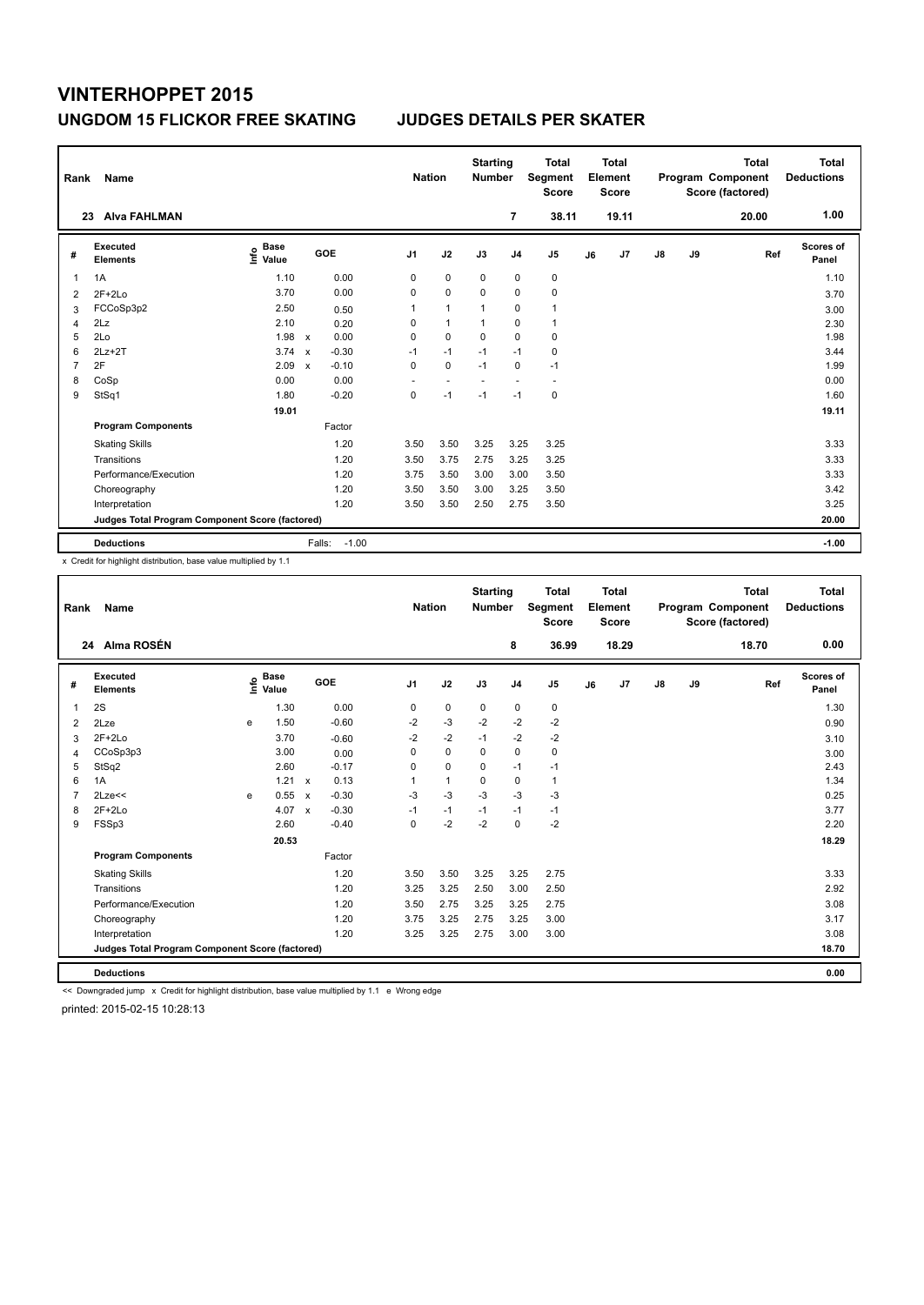# VINTERHOPPET 2015

## UNGDOM 15 FLICKOR FREE SKATING — JUDGES DETAILS PER SKATER

| Rank | Name | Nation | Starting Number | Total Segment Score | Total Element Score | Total Program Component Score (factored) | Total Deductions |
|---|---|---|---|---|---|---|---|
| 23 | Alva FAHLMAN | | 7 | 38.11 | 19.11 | 20.00 | 1.00 |

| # | Executed Elements | Info | Base Value | | GOE | J1 | J2 | J3 | J4 | J5 | J6 | J7 | J8 | J9 | Ref | Scores of Panel |
|---|---|---|---|---|---|---|---|---|---|---|---|---|---|---|---|---|
| 1 | 1A | | 1.10 | | 0.00 | 0 | 0 | 0 | 0 | 0 | | | | | | 1.10 |
| 2 | 2F+2Lo | | 3.70 | | 0.00 | 0 | 0 | 0 | 0 | 0 | | | | | | 3.70 |
| 3 | FCCoSp3p2 | | 2.50 | | 0.50 | 1 | 1 | 1 | 0 | 1 | | | | | | 3.00 |
| 4 | 2Lz | | 2.10 | | 0.20 | 0 | 1 | 1 | 0 | 1 | | | | | | 2.30 |
| 5 | 2Lo | | 1.98 | x | 0.00 | 0 | 0 | 0 | 0 | 0 | | | | | | 1.98 |
| 6 | 2Lz+2T | | 3.74 | x | -0.30 | -1 | -1 | -1 | -1 | 0 | | | | | | 3.44 |
| 7 | 2F | | 2.09 | x | -0.10 | 0 | 0 | -1 | 0 | -1 | | | | | | 1.99 |
| 8 | CoSp | | 0.00 | | 0.00 | - | - | - | - | - | | | | | | 0.00 |
| 9 | StSq1 | | 1.80 | | -0.20 | 0 | -1 | -1 | -1 | 0 | | | | | | 1.60 |
| | | | 19.01 | | | | | | | | | | | | | 19.11 |
| | **Program Components** | | | | Factor | | | | | | | | | | | |
| | Skating Skills | | | | 1.20 | 3.50 | 3.50 | 3.25 | 3.25 | 3.25 | | | | | | 3.33 |
| | Transitions | | | | 1.20 | 3.50 | 3.75 | 2.75 | 3.25 | 3.25 | | | | | | 3.33 |
| | Performance/Execution | | | | 1.20 | 3.75 | 3.50 | 3.00 | 3.00 | 3.50 | | | | | | 3.33 |
| | Choreography | | | | 1.20 | 3.50 | 3.50 | 3.00 | 3.25 | 3.50 | | | | | | 3.42 |
| | Interpretation | | | | 1.20 | 3.50 | 3.50 | 2.50 | 2.75 | 3.50 | | | | | | 3.25 |
| | Judges Total Program Component Score (factored) | | | | | | | | | | | | | | | 20.00 |
| | **Deductions** | | | | Falls: -1.00 | | | | | | | | | | | -1.00 |

x Credit for highlight distribution, base value multiplied by 1.1

| Rank | Name | Nation | Starting Number | Total Segment Score | Total Element Score | Total Program Component Score (factored) | Total Deductions |
|---|---|---|---|---|---|---|---|
| 24 | Alma ROSÉN | | 8 | 36.99 | 18.29 | 18.70 | 0.00 |

| # | Executed Elements | Info | Base Value | | GOE | J1 | J2 | J3 | J4 | J5 | J6 | J7 | J8 | J9 | Ref | Scores of Panel |
|---|---|---|---|---|---|---|---|---|---|---|---|---|---|---|---|---|
| 1 | 2S | | 1.30 | | 0.00 | 0 | 0 | 0 | 0 | 0 | | | | | | 1.30 |
| 2 | 2Lze | e | 1.50 | | -0.60 | -2 | -3 | -2 | -2 | -2 | | | | | | 0.90 |
| 3 | 2F+2Lo | | 3.70 | | -0.60 | -2 | -2 | -1 | -2 | -2 | | | | | | 3.10 |
| 4 | CCoSp3p3 | | 3.00 | | 0.00 | 0 | 0 | 0 | 0 | 0 | | | | | | 3.00 |
| 5 | StSq2 | | 2.60 | | -0.17 | 0 | 0 | 0 | -1 | -1 | | | | | | 2.43 |
| 6 | 1A | | 1.21 | x | 0.13 | 1 | 1 | 0 | 0 | 1 | | | | | | 1.34 |
| 7 | 2Lze<< | e | 0.55 | x | -0.30 | -3 | -3 | -3 | -3 | -3 | | | | | | 0.25 |
| 8 | 2F+2Lo | | 4.07 | x | -0.30 | -1 | -1 | -1 | -1 | -1 | | | | | | 3.77 |
| 9 | FSSp3 | | 2.60 | | -0.40 | 0 | -2 | -2 | 0 | -2 | | | | | | 2.20 |
| | | | 20.53 | | | | | | | | | | | | | 18.29 |
| | **Program Components** | | | | Factor | | | | | | | | | | | |
| | Skating Skills | | | | 1.20 | 3.50 | 3.50 | 3.25 | 3.25 | 2.75 | | | | | | 3.33 |
| | Transitions | | | | 1.20 | 3.25 | 3.25 | 2.50 | 3.00 | 2.50 | | | | | | 2.92 |
| | Performance/Execution | | | | 1.20 | 3.50 | 2.75 | 3.25 | 3.25 | 2.75 | | | | | | 3.08 |
| | Choreography | | | | 1.20 | 3.75 | 3.25 | 2.75 | 3.25 | 3.00 | | | | | | 3.17 |
| | Interpretation | | | | 1.20 | 3.25 | 3.25 | 2.75 | 3.00 | 3.00 | | | | | | 3.08 |
| | Judges Total Program Component Score (factored) | | | | | | | | | | | | | | | 18.70 |
| | **Deductions** | | | | | | | | | | | | | | | 0.00 |

<< Downgraded jump x Credit for highlight distribution, base value multiplied by 1.1 e Wrong edge

printed: 2015-02-15 10:28:13